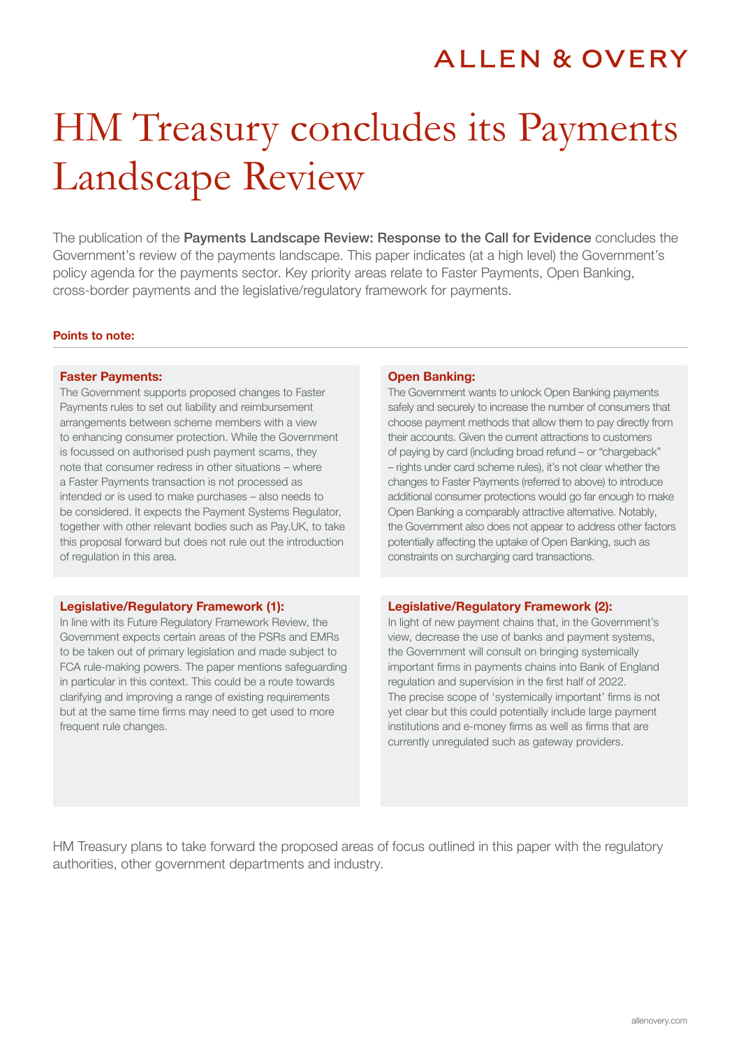# HM Treasury concludes its Payments Landscape Review

The publication of the **Payments Landscape Review: Response to the Call for Evidence** concludes the Government's review of the payments landscape. This paper indicates (at a high level) the Government's policy agenda for the payments sector. Key priority areas relate to Faster Payments, Open Banking, cross-border payments and the legislative/regulatory framework for payments.

**Points to note:**

**Faster Payments:**
The Government supports proposed changes to Faster Payments rules to set out liability and reimbursement arrangements between scheme members with a view to enhancing consumer protection. While the Government is focussed on authorised push payment scams, they note that consumer redress in other situations – where a Faster Payments transaction is not processed as intended or is used to make purchases – also needs to be considered. It expects the Payment Systems Regulator, together with other relevant bodies such as Pay.UK, to take this proposal forward but does not rule out the introduction of regulation in this area.

**Open Banking:**
The Government wants to unlock Open Banking payments safely and securely to increase the number of consumers that choose payment methods that allow them to pay directly from their accounts. Given the current attractions to customers of paying by card (including broad refund – or "chargeback" – rights under card scheme rules), it's not clear whether the changes to Faster Payments (referred to above) to introduce additional consumer protections would go far enough to make Open Banking a comparably attractive alternative. Notably, the Government also does not appear to address other factors potentially affecting the uptake of Open Banking, such as constraints on surcharging card transactions.

**Legislative/Regulatory Framework (1):**
In line with its Future Regulatory Framework Review, the Government expects certain areas of the PSRs and EMRs to be taken out of primary legislation and made subject to FCA rule-making powers. The paper mentions safeguarding in particular in this context. This could be a route towards clarifying and improving a range of existing requirements but at the same time firms may need to get used to more frequent rule changes.

**Legislative/Regulatory Framework (2):**
In light of new payment chains that, in the Government's view, decrease the use of banks and payment systems, the Government will consult on bringing systemically important firms in payments chains into Bank of England regulation and supervision in the first half of 2022. The precise scope of 'systemically important' firms is not yet clear but this could potentially include large payment institutions and e-money firms as well as firms that are currently unregulated such as gateway providers.

HM Treasury plans to take forward the proposed areas of focus outlined in this paper with the regulatory authorities, other government departments and industry.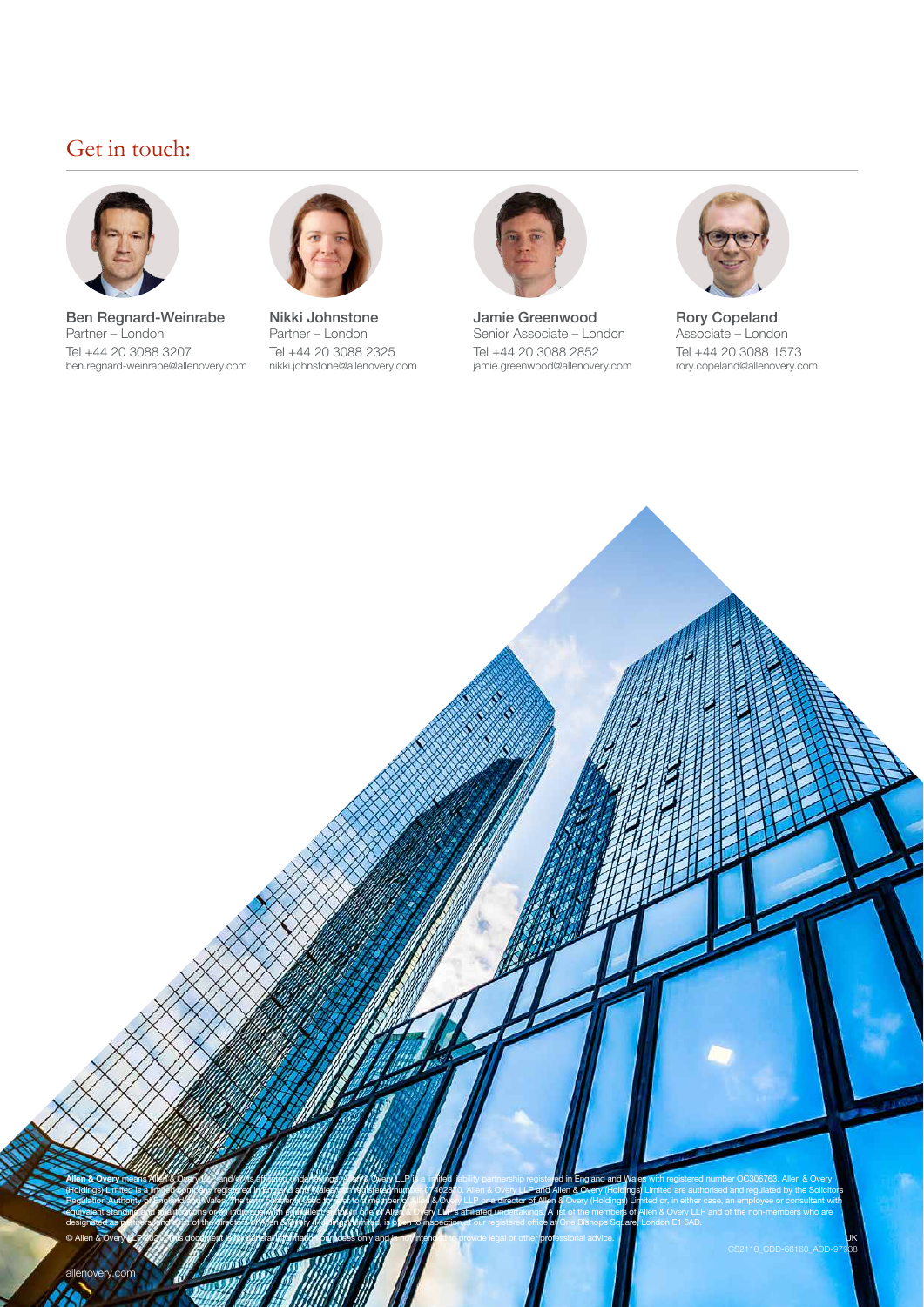## Get in touch:

**Ben Regnard-Weinrabe**
Partner – London
Tel +44 20 3088 3207
ben.regnard-weinrabe@allenovery.com

**Nikki Johnstone**
Partner – London
Tel +44 20 3088 2325
nikki.johnstone@allenovery.com

**Jamie Greenwood**
Senior Associate – London
Tel +44 20 3088 2852
jamie.greenwood@allenovery.com

**Rory Copeland**
Associate – London
Tel +44 20 3088 1573
rory.copeland@allenovery.com

**Allen & Overy** means Allen & Overy LLP and/or its affiliated undertakings. Allen & Overy LLP is a limited liability partnership registered in England and Wales with registered number OC306763. Allen & Overy (Holdings) Limited is a limited company registered in England and Wales with registered number 07462870. Allen & Overy LLP and Allen & Overy (Holdings) Limited are authorised and regulated by the Solicitors Regulation Authority of England and Wales. The term partner is used to refer to a member of Allen & Overy LLP or a director of Allen & Overy (Holdings) Limited or, in either case, an employee or consultant with equivalent standing and qualifications or an individual with equivalent status in one of Allen & Overy LLP's affiliated undertakings. A list of the members of Allen & Overy LLP and of the non-members who are designated as partners, and a list of the directors of Allen & Overy (Holdings) Limited, is open to inspection at our registered office at One Bishops Square, London E1 6AD.

© Allen & Overy LLP 2021. This document is for general information purposes only and is not intended to provide legal or other professional advice.

UK
CS2110_CDD-66160_ADD-97938

allenovery.com